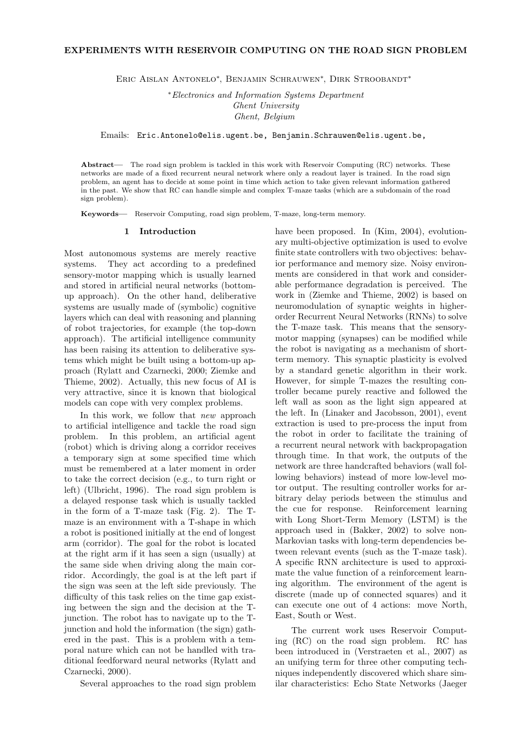# EXPERIMENTS WITH RESERVOIR COMPUTING ON THE ROAD SIGN PROBLEM

Eric Aislan Antonelo*, Benjamin Schrauwen*, Dirk Stroobandt*

*Electronics and Information Systems Department
Ghent University
Ghent, Belgium

Emails: Eric.Antonelo@elis.ugent.be, Benjamin.Schrauwen@elis.ugent.be,

**Abstract**— The road sign problem is tackled in this work with Reservoir Computing (RC) networks. These networks are made of a fixed recurrent neural network where only a readout layer is trained. In the road sign problem, an agent has to decide at some point in time which action to take given relevant information gathered in the past. We show that RC can handle simple and complex T-maze tasks (which are a subdomain of the road sign problem).

**Keywords**— Reservoir Computing, road sign problem, T-maze, long-term memory.

## 1 Introduction

Most autonomous systems are merely reactive systems. They act according to a predefined sensory-motor mapping which is usually learned and stored in artificial neural networks (bottom-up approach). On the other hand, deliberative systems are usually made of (symbolic) cognitive layers which can deal with reasoning and planning of robot trajectories, for example (the top-down approach). The artificial intelligence community has been raising its attention to deliberative systems which might be built using a bottom-up approach (Rylatt and Czarnecki, 2000; Ziemke and Thieme, 2002). Actually, this new focus of AI is very attractive, since it is known that biological models can cope with very complex problems.

In this work, we follow that *new* approach to artificial intelligence and tackle the road sign problem. In this problem, an artificial agent (robot) which is driving along a corridor receives a temporary sign at some specified time which must be remembered at a later moment in order to take the correct decision (e.g., to turn right or left) (Ulbricht, 1996). The road sign problem is a delayed response task which is usually tackled in the form of a T-maze task (Fig. 2). The T-maze is an environment with a T-shape in which a robot is positioned initially at the end of longest arm (corridor). The goal for the robot is located at the right arm if it has seen a sign (usually) at the same side when driving along the main corridor. Accordingly, the goal is at the left part if the sign was seen at the left side previously. The difficulty of this task relies on the time gap existing between the sign and the decision at the T-junction. The robot has to navigate up to the T-junction and hold the information (the sign) gathered in the past. This is a problem with a temporal nature which can not be handled with traditional feedforward neural networks (Rylatt and Czarnecki, 2000).

Several approaches to the road sign problem have been proposed. In (Kim, 2004), evolutionary multi-objective optimization is used to evolve finite state controllers with two objectives: behavior performance and memory size. Noisy environments are considered in that work and considerable performance degradation is perceived. The work in (Ziemke and Thieme, 2002) is based on neuromodulation of synaptic weights in higher-order Recurrent Neural Networks (RNNs) to solve the T-maze task. This means that the sensory-motor mapping (synapses) can be modified while the robot is navigating as a mechanism of short-term memory. This synaptic plasticity is evolved by a standard genetic algorithm in their work. However, for simple T-mazes the resulting controller became purely reactive and followed the left wall as soon as the light sign appeared at the left. In (Linaker and Jacobsson, 2001), event extraction is used to pre-process the input from the robot in order to facilitate the training of a recurrent neural network with backpropagation through time. In that work, the outputs of the network are three handcrafted behaviors (wall following behaviors) instead of more low-level motor output. The resulting controller works for arbitrary delay periods between the stimulus and the cue for response. Reinforcement learning with Long Short-Term Memory (LSTM) is the approach used in (Bakker, 2002) to solve non-Markovian tasks with long-term dependencies between relevant events (such as the T-maze task). A specific RNN architecture is used to approximate the value function of a reinforcement learning algorithm. The environment of the agent is discrete (made up of connected squares) and it can execute one out of 4 actions: move North, East, South or West.

The current work uses Reservoir Computing (RC) on the road sign problem. RC has been introduced in (Verstraeten et al., 2007) as an unifying term for three other computing techniques independently discovered which share similar characteristics: Echo State Networks (Jaeger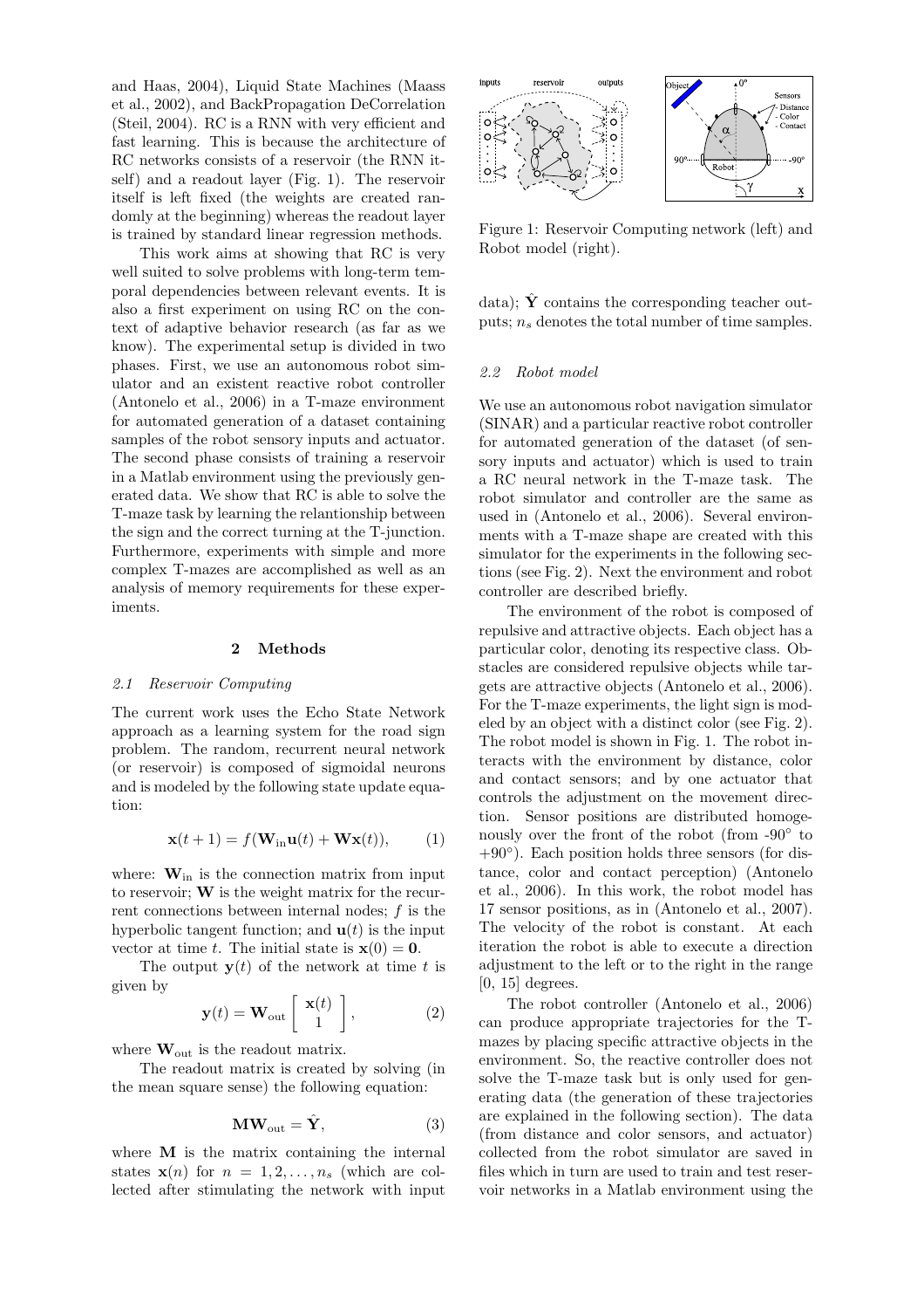and Haas, 2004), Liquid State Machines (Maass et al., 2002), and BackPropagation DeCorrelation (Steil, 2004). RC is a RNN with very efficient and fast learning. This is because the architecture of RC networks consists of a reservoir (the RNN itself) and a readout layer (Fig. 1). The reservoir itself is left fixed (the weights are created randomly at the beginning) whereas the readout layer is trained by standard linear regression methods.

This work aims at showing that RC is very well suited to solve problems with long-term temporal dependencies between relevant events. It is also a first experiment on using RC on the context of adaptive behavior research (as far as we know). The experimental setup is divided in two phases. First, we use an autonomous robot simulator and an existent reactive robot controller (Antonelo et al., 2006) in a T-maze environment for automated generation of a dataset containing samples of the robot sensory inputs and actuator. The second phase consists of training a reservoir in a Matlab environment using the previously generated data. We show that RC is able to solve the T-maze task by learning the relantionship between the sign and the correct turning at the T-junction. Furthermore, experiments with simple and more complex T-mazes are accomplished as well as an analysis of memory requirements for these experiments.

## 2 Methods

### *2.1 Reservoir Computing*

The current work uses the Echo State Network approach as a learning system for the road sign problem. The random, recurrent neural network (or reservoir) is composed of sigmoidal neurons and is modeled by the following state update equation:

$$\mathbf{x}(t+1) = f(\mathbf{W}_{\text{in}}\mathbf{u}(t) + \mathbf{W}\mathbf{x}(t)), \qquad (1)$$

where: $\mathbf{W}_{\text{in}}$ is the connection matrix from input to reservoir; $\mathbf{W}$ is the weight matrix for the recurrent connections between internal nodes; $f$ is the hyperbolic tangent function; and $\mathbf{u}(t)$ is the input vector at time $t$. The initial state is $\mathbf{x}(0) = \mathbf{0}$.

The output $\mathbf{y}(t)$ of the network at time $t$ is given by

$$\mathbf{y}(t) = \mathbf{W}_{\text{out}} \begin{bmatrix} \mathbf{x}(t) \\ 1 \end{bmatrix}, \qquad (2)$$

where $\mathbf{W}_{\text{out}}$ is the readout matrix.

The readout matrix is created by solving (in the mean square sense) the following equation:

$$\mathbf{M}\mathbf{W}_{\text{out}} = \hat{\mathbf{Y}}, \qquad (3)$$

where $\mathbf{M}$ is the matrix containing the internal states $\mathbf{x}(n)$ for $n = 1, 2, \ldots, n_s$ (which are collected after stimulating the network with input data); $\hat{\mathbf{Y}}$ contains the corresponding teacher outputs; $n_s$ denotes the total number of time samples.

Figure 1: Reservoir Computing network (left) and Robot model (right).

### *2.2 Robot model*

We use an autonomous robot navigation simulator (SINAR) and a particular reactive robot controller for automated generation of the dataset (of sensory inputs and actuator) which is used to train a RC neural network in the T-maze task. The robot simulator and controller are the same as used in (Antonelo et al., 2006). Several environments with a T-maze shape are created with this simulator for the experiments in the following sections (see Fig. 2). Next the environment and robot controller are described briefly.

The environment of the robot is composed of repulsive and attractive objects. Each object has a particular color, denoting its respective class. Obstacles are considered repulsive objects while targets are attractive objects (Antonelo et al., 2006). For the T-maze experiments, the light sign is modeled by an object with a distinct color (see Fig. 2). The robot model is shown in Fig. 1. The robot interacts with the environment by distance, color and contact sensors; and by one actuator that controls the adjustment on the movement direction. Sensor positions are distributed homogenously over the front of the robot (from -90° to +90°). Each position holds three sensors (for distance, color and contact perception) (Antonelo et al., 2006). In this work, the robot model has 17 sensor positions, as in (Antonelo et al., 2007). The velocity of the robot is constant. At each iteration the robot is able to execute a direction adjustment to the left or to the right in the range [0, 15] degrees.

The robot controller (Antonelo et al., 2006) can produce appropriate trajectories for the T-mazes by placing specific attractive objects in the environment. So, the reactive controller does not solve the T-maze task but is only used for generating data (the generation of these trajectories are explained in the following section). The data (from distance and color sensors, and actuator) collected from the robot simulator are saved in files which in turn are used to train and test reservoir networks in a Matlab environment using the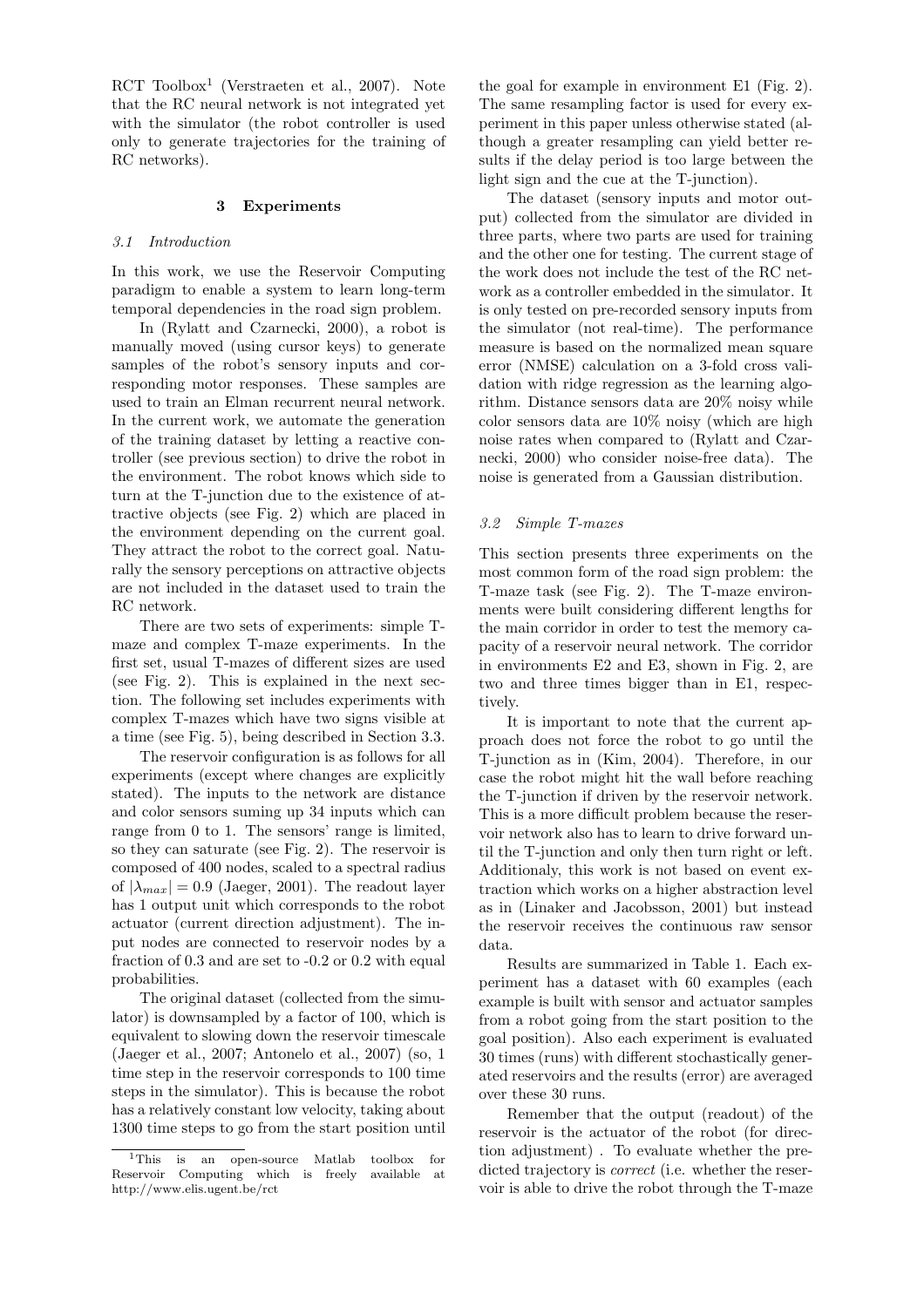RCT Toolbox[1] (Verstraeten et al., 2007). Note that the RC neural network is not integrated yet with the simulator (the robot controller is used only to generate trajectories for the training of RC networks).

## 3 Experiments

### 3.1 Introduction

In this work, we use the Reservoir Computing paradigm to enable a system to learn long-term temporal dependencies in the road sign problem.

In (Rylatt and Czarnecki, 2000), a robot is manually moved (using cursor keys) to generate samples of the robot's sensory inputs and corresponding motor responses. These samples are used to train an Elman recurrent neural network. In the current work, we automate the generation of the training dataset by letting a reactive controller (see previous section) to drive the robot in the environment. The robot knows which side to turn at the T-junction due to the existence of attractive objects (see Fig. 2) which are placed in the environment depending on the current goal. They attract the robot to the correct goal. Naturally the sensory perceptions on attractive objects are not included in the dataset used to train the RC network.

There are two sets of experiments: simple T-maze and complex T-maze experiments. In the first set, usual T-mazes of different sizes are used (see Fig. 2). This is explained in the next section. The following set includes experiments with complex T-mazes which have two signs visible at a time (see Fig. 5), being described in Section 3.3.

The reservoir configuration is as follows for all experiments (except where changes are explicitly stated). The inputs to the network are distance and color sensors suming up 34 inputs which can range from 0 to 1. The sensors' range is limited, so they can saturate (see Fig. 2). The reservoir is composed of 400 nodes, scaled to a spectral radius of $|\lambda_{max}| = 0.9$ (Jaeger, 2001). The readout layer has 1 output unit which corresponds to the robot actuator (current direction adjustment). The input nodes are connected to reservoir nodes by a fraction of 0.3 and are set to -0.2 or 0.2 with equal probabilities.

The original dataset (collected from the simulator) is downsampled by a factor of 100, which is equivalent to slowing down the reservoir timescale (Jaeger et al., 2007; Antonelo et al., 2007) (so, 1 time step in the reservoir corresponds to 100 time steps in the simulator). This is because the robot has a relatively constant low velocity, taking about 1300 time steps to go from the start position until the goal for example in environment E1 (Fig. 2). The same resampling factor is used for every experiment in this paper unless otherwise stated (although a greater resampling can yield better results if the delay period is too large between the light sign and the cue at the T-junction).

The dataset (sensory inputs and motor output) collected from the simulator are divided in three parts, where two parts are used for training and the other one for testing. The current stage of the work does not include the test of the RC network as a controller embedded in the simulator. It is only tested on pre-recorded sensory inputs from the simulator (not real-time). The performance measure is based on the normalized mean square error (NMSE) calculation on a 3-fold cross validation with ridge regression as the learning algorithm. Distance sensors data are 20% noisy while color sensors data are 10% noisy (which are high noise rates when compared to (Rylatt and Czarnecki, 2000) who consider noise-free data). The noise is generated from a Gaussian distribution.

### 3.2 Simple T-mazes

This section presents three experiments on the most common form of the road sign problem: the T-maze task (see Fig. 2). The T-maze environments were built considering different lengths for the main corridor in order to test the memory capacity of a reservoir neural network. The corridor in environments E2 and E3, shown in Fig. 2, are two and three times bigger than in E1, respectively.

It is important to note that the current approach does not force the robot to go until the T-junction as in (Kim, 2004). Therefore, in our case the robot might hit the wall before reaching the T-junction if driven by the reservoir network. This is a more difficult problem because the reservoir network also has to learn to drive forward until the T-junction and only then turn right or left. Additionaly, this work is not based on event extraction which works on a higher abstraction level as in (Linaker and Jacobsson, 2001) but instead the reservoir receives the continuous raw sensor data.

Results are summarized in Table 1. Each experiment has a dataset with 60 examples (each example is built with sensor and actuator samples from a robot going from the start position to the goal position). Also each experiment is evaluated 30 times (runs) with different stochastically generated reservoirs and the results (error) are averaged over these 30 runs.

Remember that the output (readout) of the reservoir is the actuator of the robot (for direction adjustment) . To evaluate whether the predicted trajectory is *correct* (i.e. whether the reservoir is able to drive the robot through the T-maze

[1] This is an open-source Matlab toolbox for Reservoir Computing which is freely available at http://www.elis.ugent.be/rct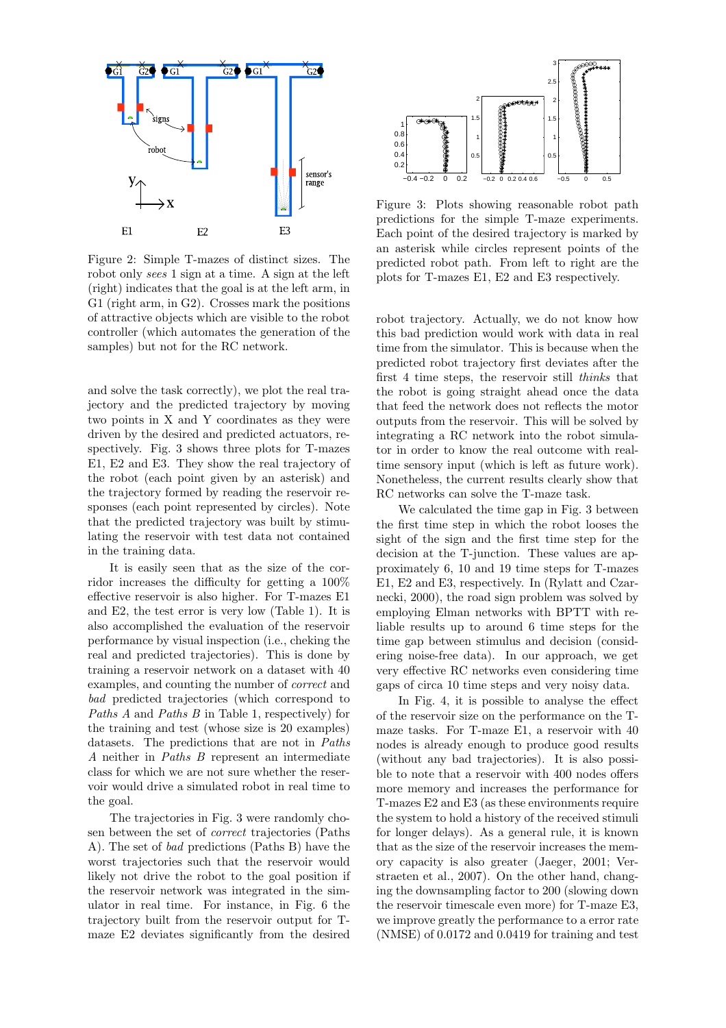Figure 2: Simple T-mazes of distinct sizes. The robot only *sees* 1 sign at a time. A sign at the left (right) indicates that the goal is at the left arm, in G1 (right arm, in G2). Crosses mark the positions of attractive objects which are visible to the robot controller (which automates the generation of the samples) but not for the RC network.

and solve the task correctly), we plot the real trajectory and the predicted trajectory by moving two points in X and Y coordinates as they were driven by the desired and predicted actuators, respectively. Fig. 3 shows three plots for T-mazes E1, E2 and E3. They show the real trajectory of the robot (each point given by an asterisk) and the trajectory formed by reading the reservoir responses (each point represented by circles). Note that the predicted trajectory was built by stimulating the reservoir with test data not contained in the training data.

It is easily seen that as the size of the corridor increases the difficulty for getting a 100% effective reservoir is also higher. For T-mazes E1 and E2, the test error is very low (Table 1). It is also accomplished the evaluation of the reservoir performance by visual inspection (i.e., cheking the real and predicted trajectories). This is done by training a reservoir network on a dataset with 40 examples, and counting the number of *correct* and *bad* predicted trajectories (which correspond to *Paths A* and *Paths B* in Table 1, respectively) for the training and test (whose size is 20 examples) datasets. The predictions that are not in *Paths A* neither in *Paths B* represent an intermediate class for which we are not sure whether the reservoir would drive a simulated robot in real time to the goal.

The trajectories in Fig. 3 were randomly chosen between the set of *correct* trajectories (Paths A). The set of *bad* predictions (Paths B) have the worst trajectories such that the reservoir would likely not drive the robot to the goal position if the reservoir network was integrated in the simulator in real time. For instance, in Fig. 6 the trajectory built from the reservoir output for T-maze E2 deviates significantly from the desired

Figure 3: Plots showing reasonable robot path predictions for the simple T-maze experiments. Each point of the desired trajectory is marked by an asterisk while circles represent points of the predicted robot path. From left to right are the plots for T-mazes E1, E2 and E3 respectively.

robot trajectory. Actually, we do not know how this bad prediction would work with data in real time from the simulator. This is because when the predicted robot trajectory first deviates after the first 4 time steps, the reservoir still *thinks* that the robot is going straight ahead once the data that feed the network does not reflects the motor outputs from the reservoir. This will be solved by integrating a RC network into the robot simulator in order to know the real outcome with real-time sensory input (which is left as future work). Nonetheless, the current results clearly show that RC networks can solve the T-maze task.

We calculated the time gap in Fig. 3 between the first time step in which the robot looses the sight of the sign and the first time step for the decision at the T-junction. These values are approximately 6, 10 and 19 time steps for T-mazes E1, E2 and E3, respectively. In (Rylatt and Czarnecki, 2000), the road sign problem was solved by employing Elman networks with BPTT with reliable results up to around 6 time steps for the time gap between stimulus and decision (considering noise-free data). In our approach, we get very effective RC networks even considering time gaps of circa 10 time steps and very noisy data.

In Fig. 4, it is possible to analyse the effect of the reservoir size on the performance on the T-maze tasks. For T-maze E1, a reservoir with 40 nodes is already enough to produce good results (without any bad trajectories). It is also possible to note that a reservoir with 400 nodes offers more memory and increases the performance for T-mazes E2 and E3 (as these environments require the system to hold a history of the received stimuli for longer delays). As a general rule, it is known that as the size of the reservoir increases the memory capacity is also greater (Jaeger, 2001; Verstraeten et al., 2007). On the other hand, changing the downsampling factor to 200 (slowing down the reservoir timescale even more) for T-maze E3, we improve greatly the performance to a error rate (NMSE) of 0.0172 and 0.0419 for training and test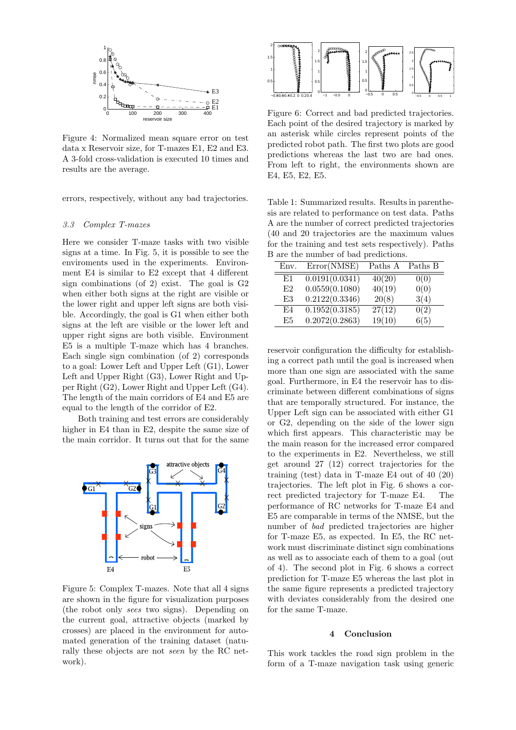Figure 4: Normalized mean square error on test data x Reservoir size, for T-mazes E1, E2 and E3. A 3-fold cross-validation is executed 10 times and results are the average.

errors, respectively, without any bad trajectories.

### 3.3 *Complex T-mazes*

Here we consider T-maze tasks with two visible signs at a time. In Fig. 5, it is possible to see the enviroments used in the experiments. Environment E4 is similar to E2 except that 4 different sign combinations (of 2) exist. The goal is G2 when either both signs at the right are visible or the lower right and upper left signs are both visible. Accordingly, the goal is G1 when either both signs at the left are visible or the lower left and upper right signs are both visible. Environment E5 is a multiple T-maze which has 4 branches. Each single sign combination (of 2) corresponds to a goal: Lower Left and Upper Left (G1), Lower Left and Upper Right (G3), Lower Right and Upper Right (G2), Lower Right and Upper Left (G4). The length of the main corridors of E4 and E5 are equal to the length of the corridor of E2.

Both training and test errors are considerably higher in E4 than in E2, despite the same size of the main corridor. It turns out that for the same

Figure 5: Complex T-mazes. Note that all 4 signs are shown in the figure for visualization purposes (the robot only *sees* two signs). Depending on the current goal, attractive objects (marked by crosses) are placed in the environment for automated generation of the training dataset (naturally these objects are not *seen* by the RC network).

Figure 6: Correct and bad predicted trajectories. Each point of the desired trajectory is marked by an asterisk while circles represent points of the predicted robot path. The first two plots are good predictions whereas the last two are bad ones. From left to right, the environments shown are E4, E5, E2, E5.

Table 1: Summarized results. Results in parenthesis are related to performance on test data. Paths A are the number of correct predicted trajectories (40 and 20 trajectories are the maximum values for the training and test sets respectively). Paths B are the number of bad predictions.

| Env. | Error(NMSE) | Paths A | Paths B |
|---|---|---|---|
| E1 | 0.0191(0.0341) | 40(20) | 0(0) |
| E2 | 0.0559(0.1080) | 40(19) | 0(0) |
| E3 | 0.2122(0.3346) | 20(8) | 3(4) |
| E4 | 0.1952(0.3185) | 27(12) | 0(2) |
| E5 | 0.2072(0.2863) | 19(10) | 6(5) |

reservoir configuration the difficulty for establishing a correct path until the goal is increased when more than one sign are associated with the same goal. Furthermore, in E4 the reservoir has to discriminate between different combinations of signs that are temporally structured. For instance, the Upper Left sign can be associated with either G1 or G2, depending on the side of the lower sign which first appears. This characteristic may be the main reason for the increased error compared to the experiments in E2. Nevertheless, we still get around 27 (12) correct trajectories for the training (test) data in T-maze E4 out of 40 (20) trajectories. The left plot in Fig. 6 shows a correct predicted trajectory for T-maze E4. The performance of RC networks for T-maze E4 and E5 are comparable in terms of the NMSE, but the number of *bad* predicted trajectories are higher for T-maze E5, as expected. In E5, the RC network must discriminate distinct sign combinations as well as to associate each of them to a goal (out of 4). The second plot in Fig. 6 shows a correct prediction for T-maze E5 whereas the last plot in the same figure represents a predicted trajectory with deviates considerably from the desired one for the same T-maze.

## 4 Conclusion

This work tackles the road sign problem in the form of a T-maze navigation task using generic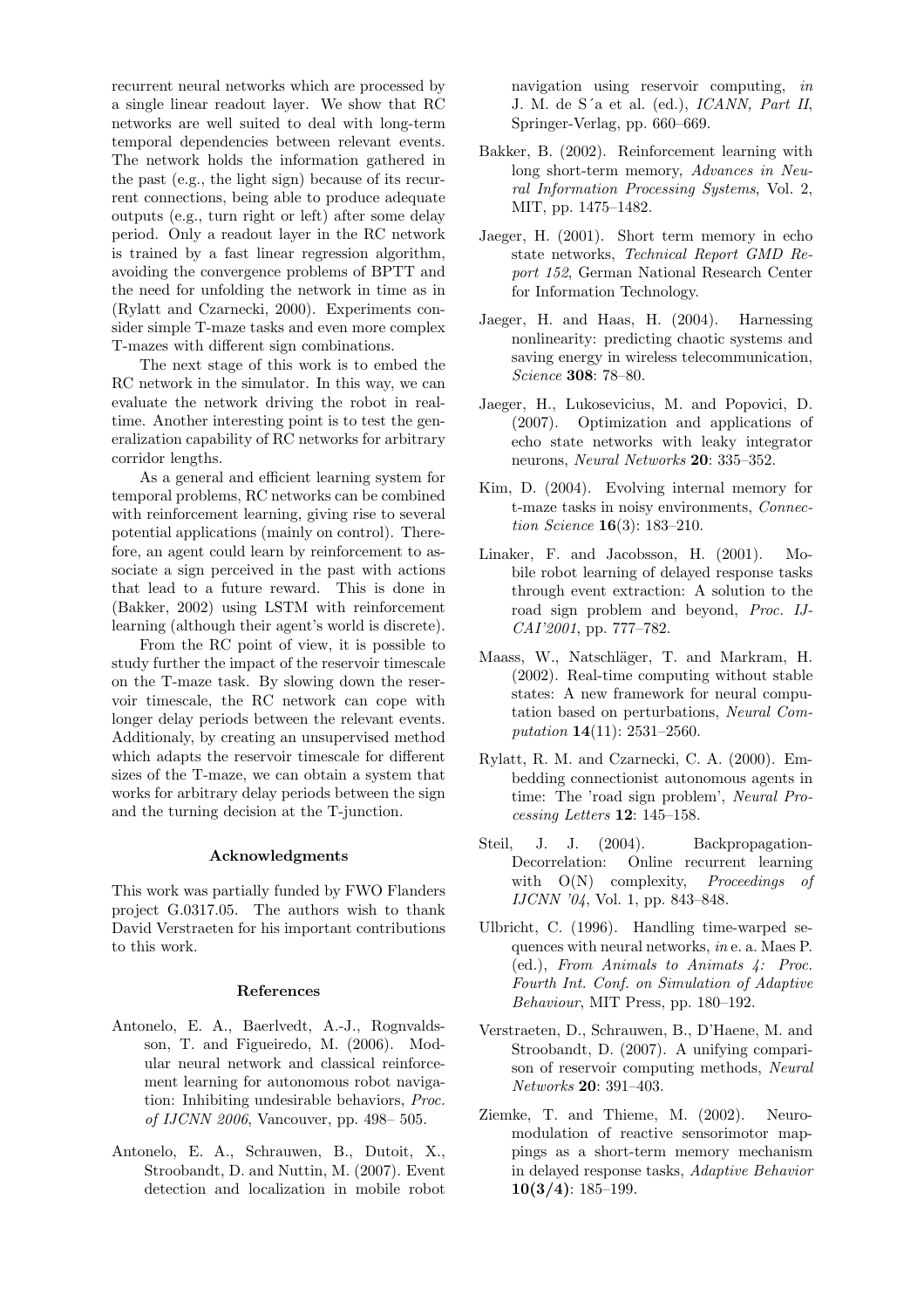recurrent neural networks which are processed by a single linear readout layer. We show that RC networks are well suited to deal with long-term temporal dependencies between relevant events. The network holds the information gathered in the past (e.g., the light sign) because of its recurrent connections, being able to produce adequate outputs (e.g., turn right or left) after some delay period. Only a readout layer in the RC network is trained by a fast linear regression algorithm, avoiding the convergence problems of BPTT and the need for unfolding the network in time as in (Rylatt and Czarnecki, 2000). Experiments consider simple T-maze tasks and even more complex T-mazes with different sign combinations.

The next stage of this work is to embed the RC network in the simulator. In this way, we can evaluate the network driving the robot in real-time. Another interesting point is to test the generalization capability of RC networks for arbitrary corridor lengths.

As a general and efficient learning system for temporal problems, RC networks can be combined with reinforcement learning, giving rise to several potential applications (mainly on control). Therefore, an agent could learn by reinforcement to associate a sign perceived in the past with actions that lead to a future reward. This is done in (Bakker, 2002) using LSTM with reinforcement learning (although their agent's world is discrete).

From the RC point of view, it is possible to study further the impact of the reservoir timescale on the T-maze task. By slowing down the reservoir timescale, the RC network can cope with longer delay periods between the relevant events. Additionaly, by creating an unsupervised method which adapts the reservoir timescale for different sizes of the T-maze, we can obtain a system that works for arbitrary delay periods between the sign and the turning decision at the T-junction.

## Acknowledgments

This work was partially funded by FWO Flanders project G.0317.05. The authors wish to thank David Verstraeten for his important contributions to this work.

## References

Antonelo, E. A., Baerlvedt, A.-J., Rognvaldsson, T. and Figueiredo, M. (2006). Modular neural network and classical reinforcement learning for autonomous robot navigation: Inhibiting undesirable behaviors, *Proc. of IJCNN 2006*, Vancouver, pp. 498– 505.

Antonelo, E. A., Schrauwen, B., Dutoit, X., Stroobandt, D. and Nuttin, M. (2007). Event detection and localization in mobile robot navigation using reservoir computing, *in* J. M. de S´a et al. (ed.), *ICANN, Part II*, Springer-Verlag, pp. 660–669.

Bakker, B. (2002). Reinforcement learning with long short-term memory, *Advances in Neural Information Processing Systems*, Vol. 2, MIT, pp. 1475–1482.

Jaeger, H. (2001). Short term memory in echo state networks, *Technical Report GMD Report 152*, German National Research Center for Information Technology.

Jaeger, H. and Haas, H. (2004). Harnessing nonlinearity: predicting chaotic systems and saving energy in wireless telecommunication, *Science* **308**: 78–80.

Jaeger, H., Lukosevicius, M. and Popovici, D. (2007). Optimization and applications of echo state networks with leaky integrator neurons, *Neural Networks* **20**: 335–352.

Kim, D. (2004). Evolving internal memory for t-maze tasks in noisy environments, *Connection Science* **16**(3): 183–210.

Linaker, F. and Jacobsson, H. (2001). Mobile robot learning of delayed response tasks through event extraction: A solution to the road sign problem and beyond, *Proc. IJCAI'2001*, pp. 777–782.

Maass, W., Natschläger, T. and Markram, H. (2002). Real-time computing without stable states: A new framework for neural computation based on perturbations, *Neural Computation* **14**(11): 2531–2560.

Rylatt, R. M. and Czarnecki, C. A. (2000). Embedding connectionist autonomous agents in time: The 'road sign problem', *Neural Processing Letters* **12**: 145–158.

Steil, J. J. (2004). Backpropagation-Decorrelation: Online recurrent learning with O(N) complexity, *Proceedings of IJCNN '04*, Vol. 1, pp. 843–848.

Ulbricht, C. (1996). Handling time-warped sequences with neural networks, *in* e. a. Maes P. (ed.), *From Animals to Animats 4: Proc. Fourth Int. Conf. on Simulation of Adaptive Behaviour*, MIT Press, pp. 180–192.

Verstraeten, D., Schrauwen, B., D'Haene, M. and Stroobandt, D. (2007). A unifying comparison of reservoir computing methods, *Neural Networks* **20**: 391–403.

Ziemke, T. and Thieme, M. (2002). Neuromodulation of reactive sensorimotor mappings as a short-term memory mechanism in delayed response tasks, *Adaptive Behavior* **10(3/4)**: 185–199.